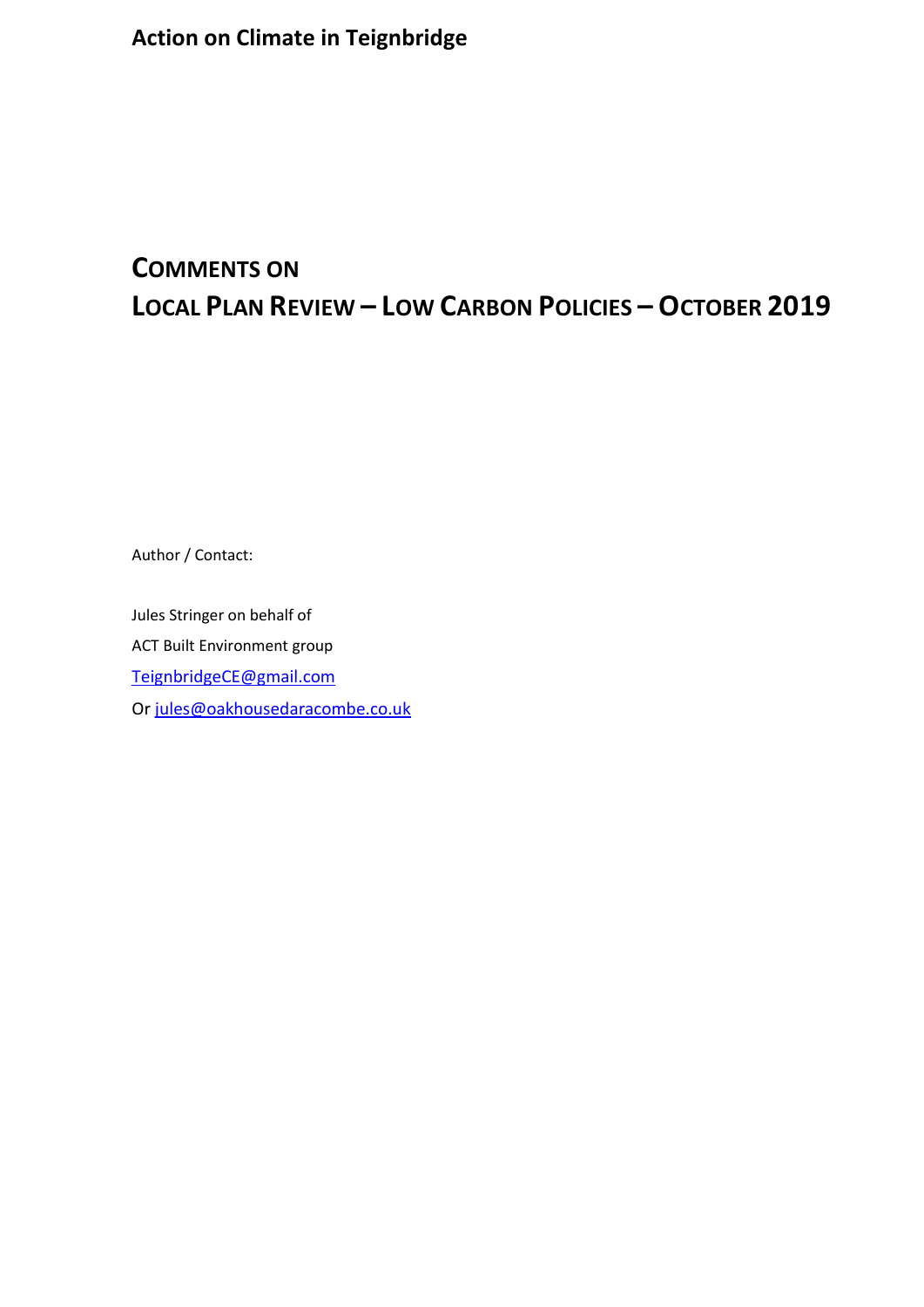**Action on Climate in Teignbridge**

# COMMENTS ON
# LOCAL PLAN REVIEW – LOW CARBON POLICIES – OCTOBER 2019

Author / Contact:

Jules Stringer on behalf of

ACT Built Environment group

[TeignbridgeCE@gmail.com](mailto:TeignbridgeCE@gmail.com)

Or [jules@oakhousedaracombe.co.uk](mailto:jules@oakhousedaracombe.co.uk)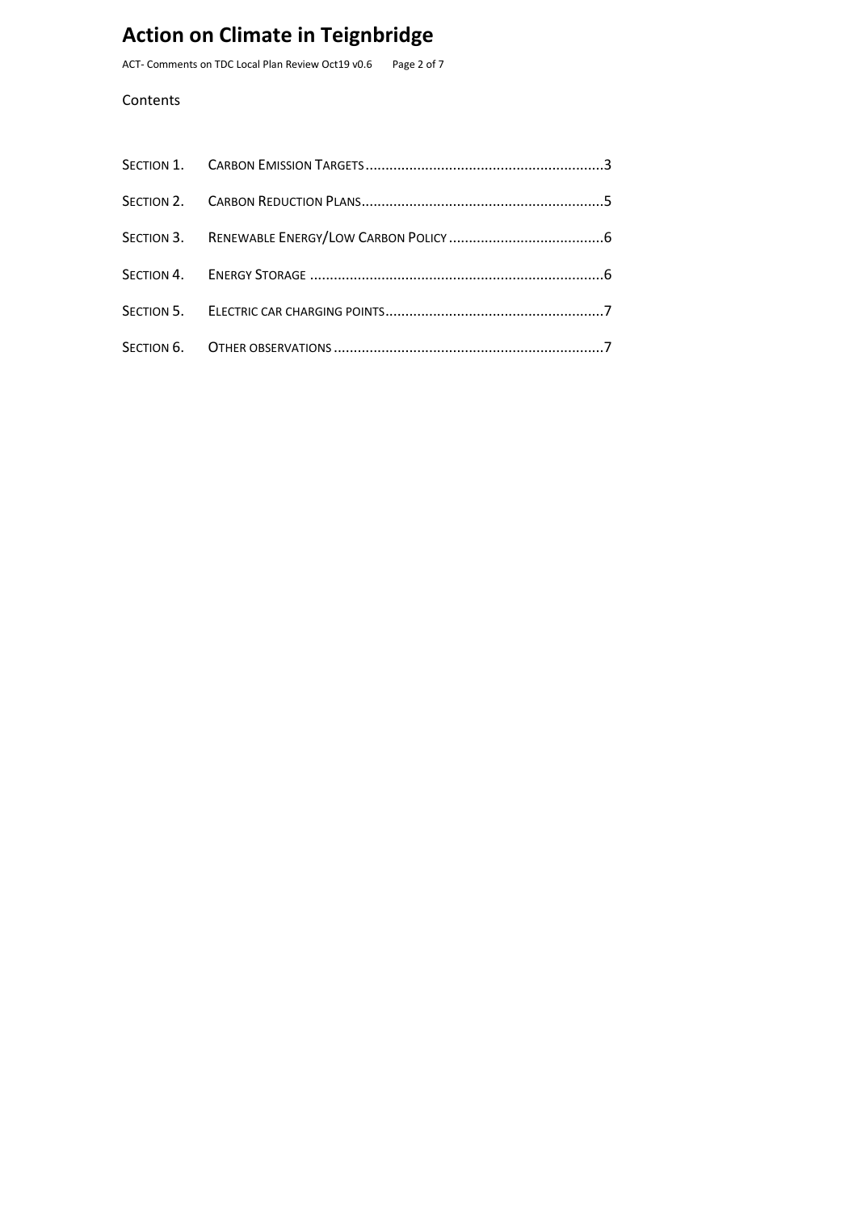Contents

| | | |
|---|---|---|
| SECTION 1. | CARBON EMISSION TARGETS | 3 |
| SECTION 2. | CARBON REDUCTION PLANS | 5 |
| SECTION 3. | RENEWABLE ENERGY/LOW CARBON POLICY | 6 |
| SECTION 4. | ENERGY STORAGE | 6 |
| SECTION 5. | ELECTRIC CAR CHARGING POINTS | 7 |
| SECTION 6. | OTHER OBSERVATIONS | 7 |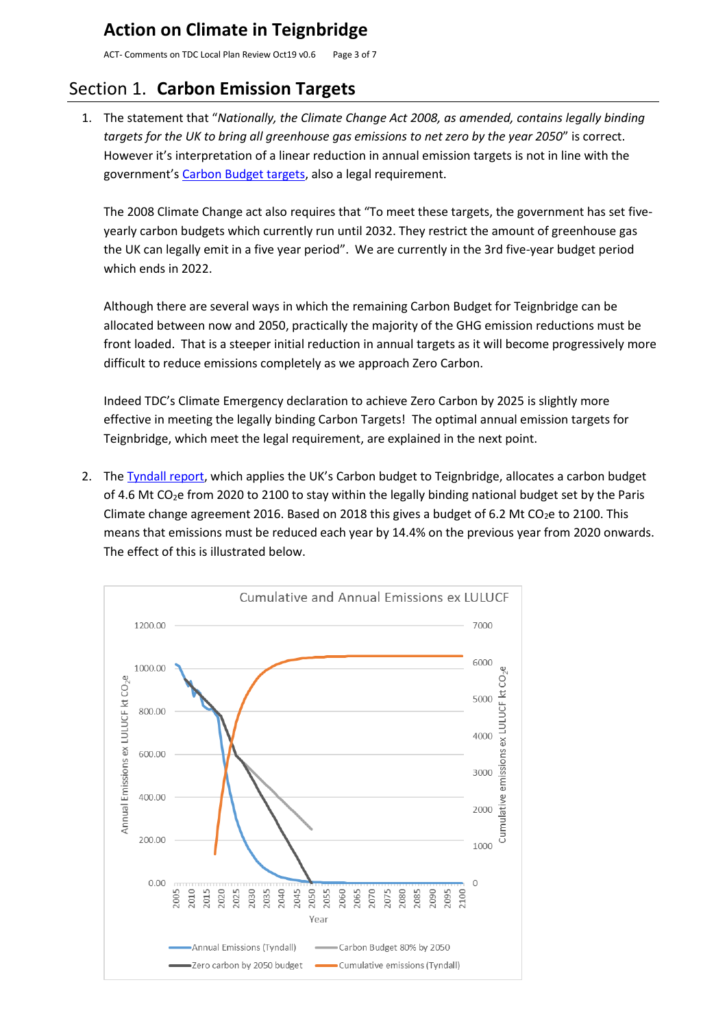## Section 1. Carbon Emission Targets

1. The statement that "*Nationally, the Climate Change Act 2008, as amended, contains legally binding targets for the UK to bring all greenhouse gas emissions to net zero by the year 2050*" is correct. However it's interpretation of a linear reduction in annual emission targets is not in line with the government's Carbon Budget targets, also a legal requirement.

   The 2008 Climate Change act also requires that "To meet these targets, the government has set five-yearly carbon budgets which currently run until 2032. They restrict the amount of greenhouse gas the UK can legally emit in a five year period". We are currently in the 3rd five-year budget period which ends in 2022.

   Although there are several ways in which the remaining Carbon Budget for Teignbridge can be allocated between now and 2050, practically the majority of the GHG emission reductions must be front loaded. That is a steeper initial reduction in annual targets as it will become progressively more difficult to reduce emissions completely as we approach Zero Carbon.

   Indeed TDC's Climate Emergency declaration to achieve Zero Carbon by 2025 is slightly more effective in meeting the legally binding Carbon Targets! The optimal annual emission targets for Teignbridge, which meet the legal requirement, are explained in the next point.

2. The Tyndall report, which applies the UK's Carbon budget to Teignbridge, allocates a carbon budget of 4.6 Mt $CO_2e$ from 2020 to 2100 to stay within the legally binding national budget set by the Paris Climate change agreement 2016. Based on 2018 this gives a budget of 6.2 Mt $CO_2e$ to 2100. This means that emissions must be reduced each year by 14.4% on the previous year from 2020 onwards. The effect of this is illustrated below.

Cumulative and Annual Emissions ex LULUCF

Annual Emissions ex LULUCF kt $CO_2e$ | Cumulative emissions ex LULUCF kt $CO_2e$ | Year

Annual Emissions (Tyndall) | Carbon Budget 80% by 2050 | Zero carbon by 2050 budget | Cumulative emissions (Tyndall)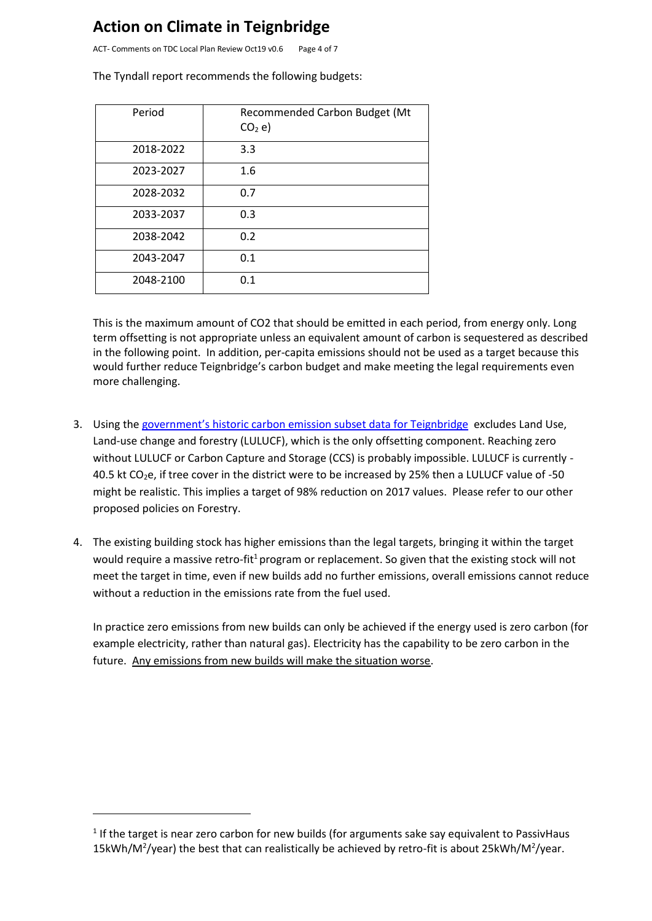The Tyndall report recommends the following budgets:

| Period | Recommended Carbon Budget (Mt $CO_2$ e) |
|---|---|
| 2018-2022 | 3.3 |
| 2023-2027 | 1.6 |
| 2028-2032 | 0.7 |
| 2033-2037 | 0.3 |
| 2038-2042 | 0.2 |
| 2043-2047 | 0.1 |
| 2048-2100 | 0.1 |

This is the maximum amount of CO2 that should be emitted in each period, from energy only. Long term offsetting is not appropriate unless an equivalent amount of carbon is sequestered as described in the following point. In addition, per-capita emissions should not be used as a target because this would further reduce Teignbridge's carbon budget and make meeting the legal requirements even more challenging.

3. Using the [government's historic carbon emission subset data for Teignbridge] excludes Land Use, Land-use change and forestry (LULUCF), which is the only offsetting component. Reaching zero without LULUCF or Carbon Capture and Storage (CCS) is probably impossible. LULUCF is currently -40.5 kt $CO_2$e, if tree cover in the district were to be increased by 25% then a LULUCF value of -50 might be realistic. This implies a target of 98% reduction on 2017 values. Please refer to our other proposed policies on Forestry.

4. The existing building stock has higher emissions than the legal targets, bringing it within the target would require a massive retro-fit[1] program or replacement. So given that the existing stock will not meet the target in time, even if new builds add no further emissions, overall emissions cannot reduce without a reduction in the emissions rate from the fuel used.

   In practice zero emissions from new builds can only be achieved if the energy used is zero carbon (for example electricity, rather than natural gas). Electricity has the capability to be zero carbon in the future. <u>Any emissions from new builds will make the situation worse</u>.

---

[1] If the target is near zero carbon for new builds (for arguments sake say equivalent to PassivHaus 15kWh/$M^2$/year) the best that can realistically be achieved by retro-fit is about 25kWh/$M^2$/year.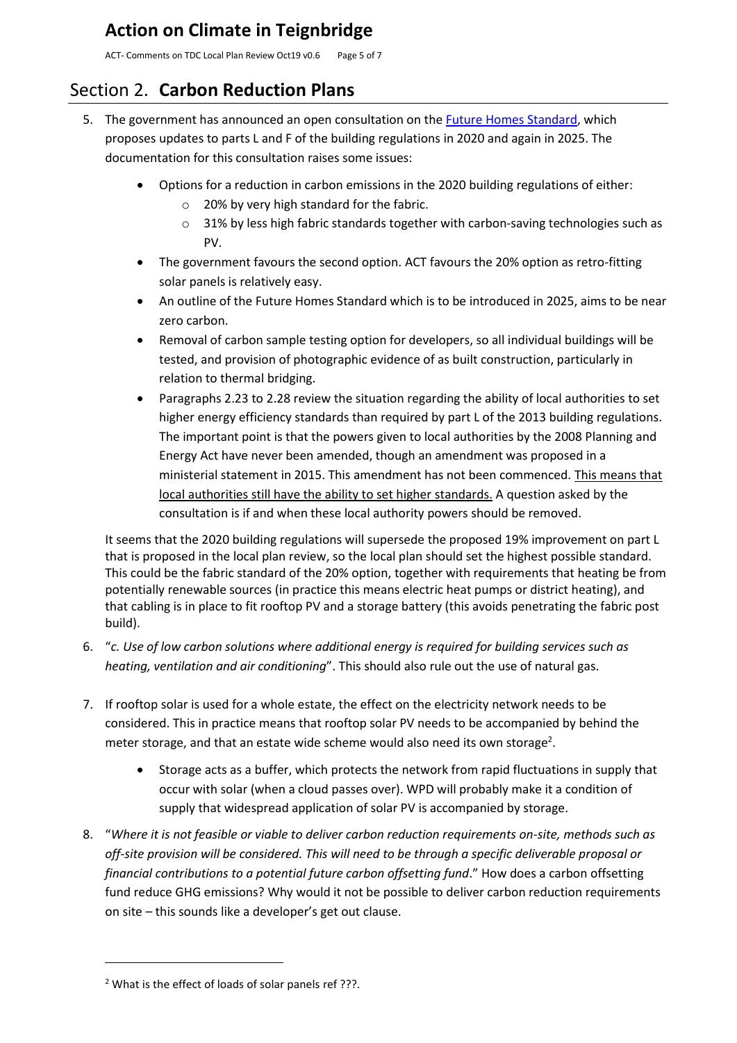## Section 2. **Carbon Reduction Plans**

5. The government has announced an open consultation on the Future Homes Standard, which proposes updates to parts L and F of the building regulations in 2020 and again in 2025. The documentation for this consultation raises some issues:

    - Options for a reduction in carbon emissions in the 2020 building regulations of either:
        - 20% by very high standard for the fabric.
        - 31% by less high fabric standards together with carbon-saving technologies such as PV.
    - The government favours the second option. ACT favours the 20% option as retro-fitting solar panels is relatively easy.
    - An outline of the Future Homes Standard which is to be introduced in 2025, aims to be near zero carbon.
    - Removal of carbon sample testing option for developers, so all individual buildings will be tested, and provision of photographic evidence of as built construction, particularly in relation to thermal bridging.
    - Paragraphs 2.23 to 2.28 review the situation regarding the ability of local authorities to set higher energy efficiency standards than required by part L of the 2013 building regulations. The important point is that the powers given to local authorities by the 2008 Planning and Energy Act have never been amended, though an amendment was proposed in a ministerial statement in 2015. This amendment has not been commenced. <u>This means that local authorities still have the ability to set higher standards.</u> A question asked by the consultation is if and when these local authority powers should be removed.

    It seems that the 2020 building regulations will supersede the proposed 19% improvement on part L that is proposed in the local plan review, so the local plan should set the highest possible standard. This could be the fabric standard of the 20% option, together with requirements that heating be from potentially renewable sources (in practice this means electric heat pumps or district heating), and that cabling is in place to fit rooftop PV and a storage battery (this avoids penetrating the fabric post build).

6. "*c. Use of low carbon solutions where additional energy is required for building services such as heating, ventilation and air conditioning*". This should also rule out the use of natural gas.

7. If rooftop solar is used for a whole estate, the effect on the electricity network needs to be considered. This in practice means that rooftop solar PV needs to be accompanied by behind the meter storage, and that an estate wide scheme would also need its own storage[2].

    - Storage acts as a buffer, which protects the network from rapid fluctuations in supply that occur with solar (when a cloud passes over). WPD will probably make it a condition of supply that widespread application of solar PV is accompanied by storage.

8. "*Where it is not feasible or viable to deliver carbon reduction requirements on-site, methods such as off-site provision will be considered. This will need to be through a specific deliverable proposal or financial contributions to a potential future carbon offsetting fund*." How does a carbon offsetting fund reduce GHG emissions? Why would it not be possible to deliver carbon reduction requirements on site – this sounds like a developer's get out clause.

---

[2] What is the effect of loads of solar panels ref ???.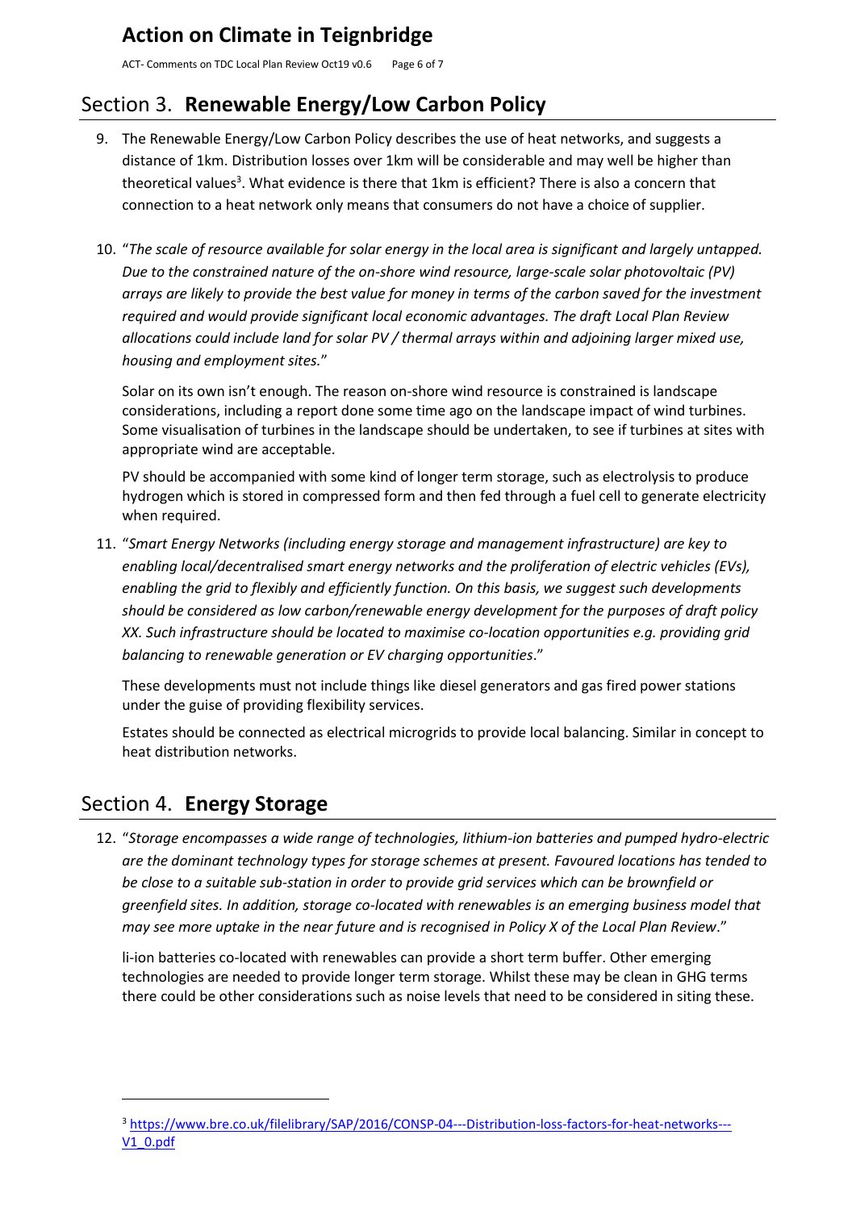## Section 3. **Renewable Energy/Low Carbon Policy**

9. The Renewable Energy/Low Carbon Policy describes the use of heat networks, and suggests a distance of 1km. Distribution losses over 1km will be considerable and may well be higher than theoretical values[3]. What evidence is there that 1km is efficient? There is also a concern that connection to a heat network only means that consumers do not have a choice of supplier.

10. "*The scale of resource available for solar energy in the local area is significant and largely untapped. Due to the constrained nature of the on-shore wind resource, large-scale solar photovoltaic (PV) arrays are likely to provide the best value for money in terms of the carbon saved for the investment required and would provide significant local economic advantages. The draft Local Plan Review allocations could include land for solar PV / thermal arrays within and adjoining larger mixed use, housing and employment sites.*"

    Solar on its own isn't enough. The reason on-shore wind resource is constrained is landscape considerations, including a report done some time ago on the landscape impact of wind turbines. Some visualisation of turbines in the landscape should be undertaken, to see if turbines at sites with appropriate wind are acceptable.

    PV should be accompanied with some kind of longer term storage, such as electrolysis to produce hydrogen which is stored in compressed form and then fed through a fuel cell to generate electricity when required.

11. "*Smart Energy Networks (including energy storage and management infrastructure) are key to enabling local/decentralised smart energy networks and the proliferation of electric vehicles (EVs), enabling the grid to flexibly and efficiently function. On this basis, we suggest such developments should be considered as low carbon/renewable energy development for the purposes of draft policy XX. Such infrastructure should be located to maximise co-location opportunities e.g. providing grid balancing to renewable generation or EV charging opportunities*."

    These developments must not include things like diesel generators and gas fired power stations under the guise of providing flexibility services.

    Estates should be connected as electrical microgrids to provide local balancing. Similar in concept to heat distribution networks.

## Section 4. **Energy Storage**

12. "*Storage encompasses a wide range of technologies, lithium-ion batteries and pumped hydro-electric are the dominant technology types for storage schemes at present. Favoured locations has tended to be close to a suitable sub-station in order to provide grid services which can be brownfield or greenfield sites. In addition, storage co-located with renewables is an emerging business model that may see more uptake in the near future and is recognised in Policy X of the Local Plan Review*."

    li-ion batteries co-located with renewables can provide a short term buffer. Other emerging technologies are needed to provide longer term storage. Whilst these may be clean in GHG terms there could be other considerations such as noise levels that need to be considered in siting these.

---

[3] https://www.bre.co.uk/filelibrary/SAP/2016/CONSP-04---Distribution-loss-factors-for-heat-networks---V1_0.pdf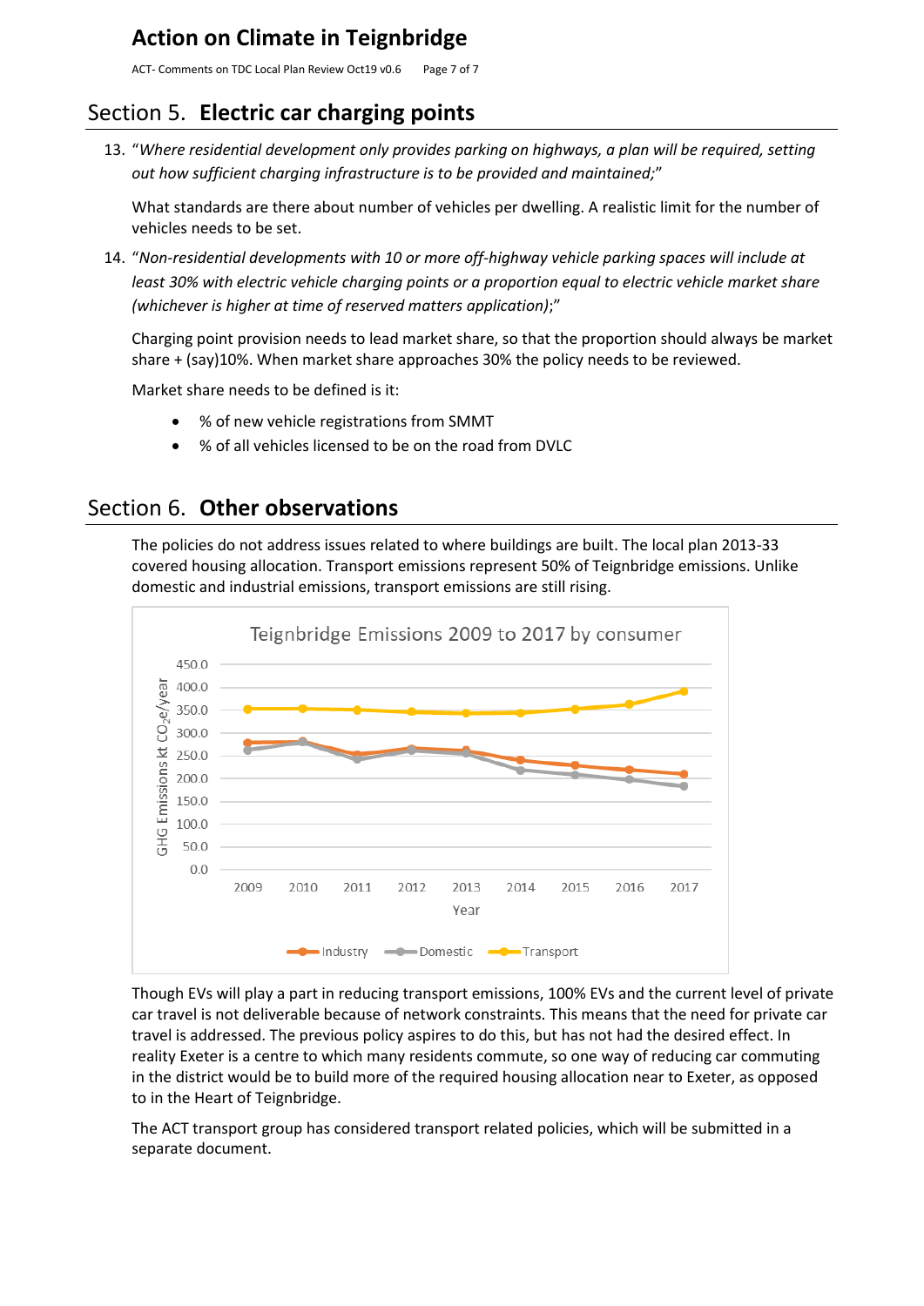## Section 5. **Electric car charging points**

13. "*Where residential development only provides parking on highways, a plan will be required, setting out how sufficient charging infrastructure is to be provided and maintained;*"

    What standards are there about number of vehicles per dwelling. A realistic limit for the number of vehicles needs to be set.

14. "*Non-residential developments with 10 or more off-highway vehicle parking spaces will include at least 30% with electric vehicle charging points or a proportion equal to electric vehicle market share (whichever is higher at time of reserved matters application);*"

    Charging point provision needs to lead market share, so that the proportion should always be market share + (say)10%. When market share approaches 30% the policy needs to be reviewed.

    Market share needs to be defined is it:

    - % of new vehicle registrations from SMMT
    - % of all vehicles licensed to be on the road from DVLC

## Section 6. **Other observations**

The policies do not address issues related to where buildings are built. The local plan 2013-33 covered housing allocation. Transport emissions represent 50% of Teignbridge emissions. Unlike domestic and industrial emissions, transport emissions are still rising.

Teignbridge Emissions 2009 to 2017 by consumer

GHG Emissions kt $CO_2e$/year

450.0
400.0
350.0
300.0
250.0
200.0
150.0
100.0
50.0
0.0

2009 2010 2011 2012 2013 2014 2015 2016 2017

Year

Industry Domestic Transport

Though EVs will play a part in reducing transport emissions, 100% EVs and the current level of private car travel is not deliverable because of network constraints. This means that the need for private car travel is addressed. The previous policy aspires to do this, but has not had the desired effect. In reality Exeter is a centre to which many residents commute, so one way of reducing car commuting in the district would be to build more of the required housing allocation near to Exeter, as opposed to in the Heart of Teignbridge.

The ACT transport group has considered transport related policies, which will be submitted in a separate document.